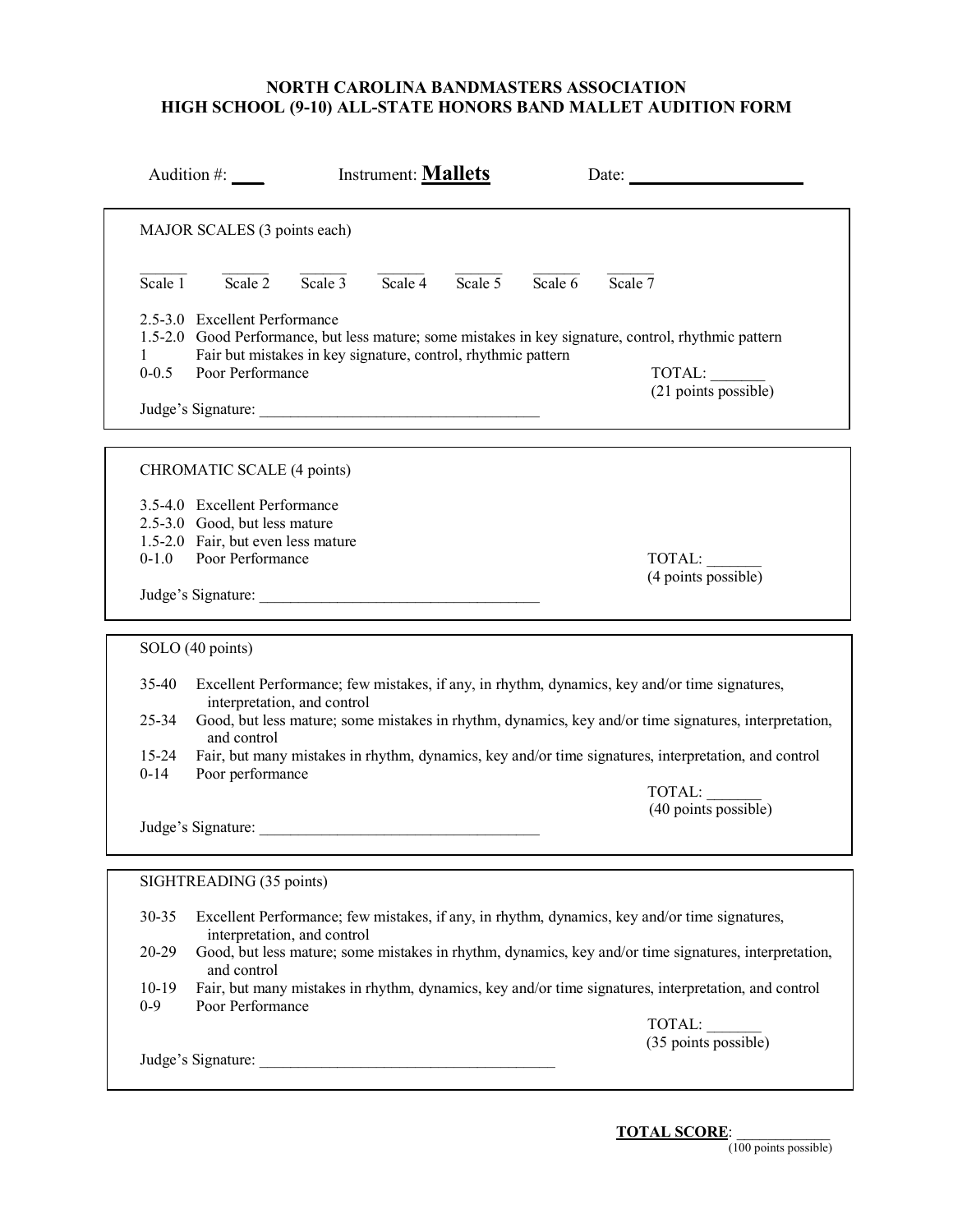# NORTH CAROLINA BANDMASTERS ASSOCIATION
# HIGH SCHOOL (9-10) ALL-STATE HONORS BAND MALLET AUDITION FORM

Audition #: ____ Instrument: **Mallets** Date: ____________________

---

MAJOR SCALES (3 points each)

| ______ | ______ | ______ | ______ | ______ | ______ | ______ |
|---|---|---|---|---|---|---|
| Scale 1 | Scale 2 | Scale 3 | Scale 4 | Scale 5 | Scale 6 | Scale 7 |

2.5-3.0 Excellent Performance
1.5-2.0 Good Performance, but less mature; some mistakes in key signature, control, rhythmic pattern
1 Fair but mistakes in key signature, control, rhythmic pattern
0-0.5 Poor Performance

TOTAL: _______
(21 points possible)

Judge's Signature: ____________________________________

---

CHROMATIC SCALE (4 points)

3.5-4.0 Excellent Performance
2.5-3.0 Good, but less mature
1.5-2.0 Fair, but even less mature
0-1.0 Poor Performance

TOTAL: _______
(4 points possible)

Judge's Signature: ____________________________________

---

SOLO (40 points)

35-40 Excellent Performance; few mistakes, if any, in rhythm, dynamics, key and/or time signatures, interpretation, and control
25-34 Good, but less mature; some mistakes in rhythm, dynamics, key and/or time signatures, interpretation, and control
15-24 Fair, but many mistakes in rhythm, dynamics, key and/or time signatures, interpretation, and control
0-14 Poor performance

TOTAL: _______
(40 points possible)

Judge's Signature: ____________________________________

---

SIGHTREADING (35 points)

30-35 Excellent Performance; few mistakes, if any, in rhythm, dynamics, key and/or time signatures, interpretation, and control
20-29 Good, but less mature; some mistakes in rhythm, dynamics, key and/or time signatures, interpretation, and control
10-19 Fair, but many mistakes in rhythm, dynamics, key and/or time signatures, interpretation, and control
0-9 Poor Performance

TOTAL: _______
(35 points possible)

Judge's Signature: ______________________________________

---

**TOTAL SCORE**: ____________
(100 points possible)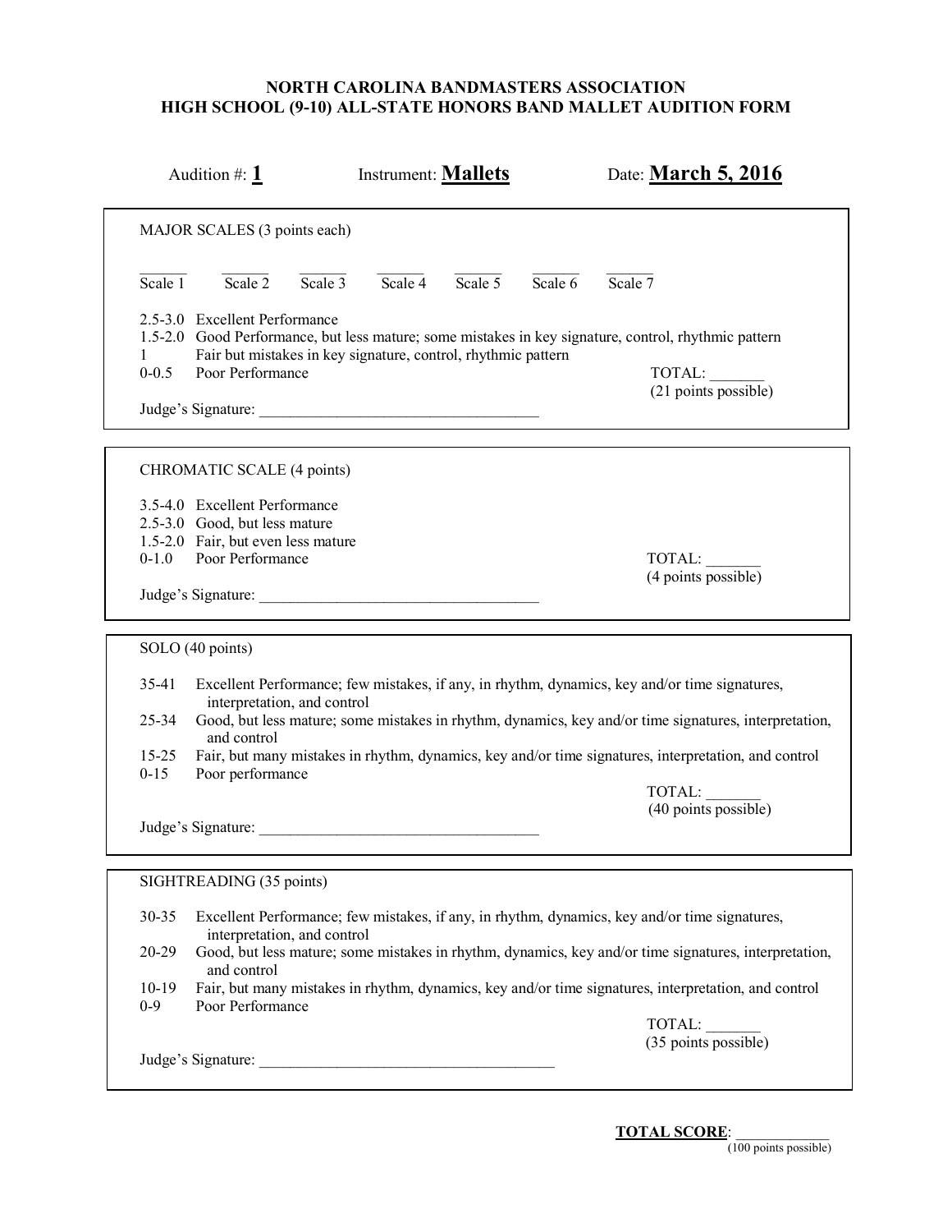**NORTH CAROLINA BANDMASTERS ASSOCIATION**
**HIGH SCHOOL (9-10) ALL-STATE HONORS BAND MALLET AUDITION FORM**

Audition #: **1** Instrument: **Mallets** Date: **March 5, 2016**

MAJOR SCALES (3 points each)

______ ______ ______ ______ ______ ______ ______
Scale 1 Scale 2 Scale 3 Scale 4 Scale 5 Scale 6 Scale 7

2.5-3.0 Excellent Performance
1.5-2.0 Good Performance, but less mature; some mistakes in key signature, control, rhythmic pattern
1 Fair but mistakes in key signature, control, rhythmic pattern
0-0.5 Poor Performance

TOTAL: _______
(21 points possible)

Judge's Signature: ____________________________________

CHROMATIC SCALE (4 points)

3.5-4.0 Excellent Performance
2.5-3.0 Good, but less mature
1.5-2.0 Fair, but even less mature
0-1.0 Poor Performance

TOTAL: _______
(4 points possible)

Judge's Signature: ____________________________________

SOLO (40 points)

35-41 Excellent Performance; few mistakes, if any, in rhythm, dynamics, key and/or time signatures, interpretation, and control
25-34 Good, but less mature; some mistakes in rhythm, dynamics, key and/or time signatures, interpretation, and control
15-25 Fair, but many mistakes in rhythm, dynamics, key and/or time signatures, interpretation, and control
0-15 Poor performance

TOTAL: _______
(40 points possible)

Judge's Signature: ____________________________________

SIGHTREADING (35 points)

30-35 Excellent Performance; few mistakes, if any, in rhythm, dynamics, key and/or time signatures, interpretation, and control
20-29 Good, but less mature; some mistakes in rhythm, dynamics, key and/or time signatures, interpretation, and control
10-19 Fair, but many mistakes in rhythm, dynamics, key and/or time signatures, interpretation, and control
0-9 Poor Performance

TOTAL: _______
(35 points possible)

Judge's Signature: ______________________________________

**TOTAL SCORE**: ____________
(100 points possible)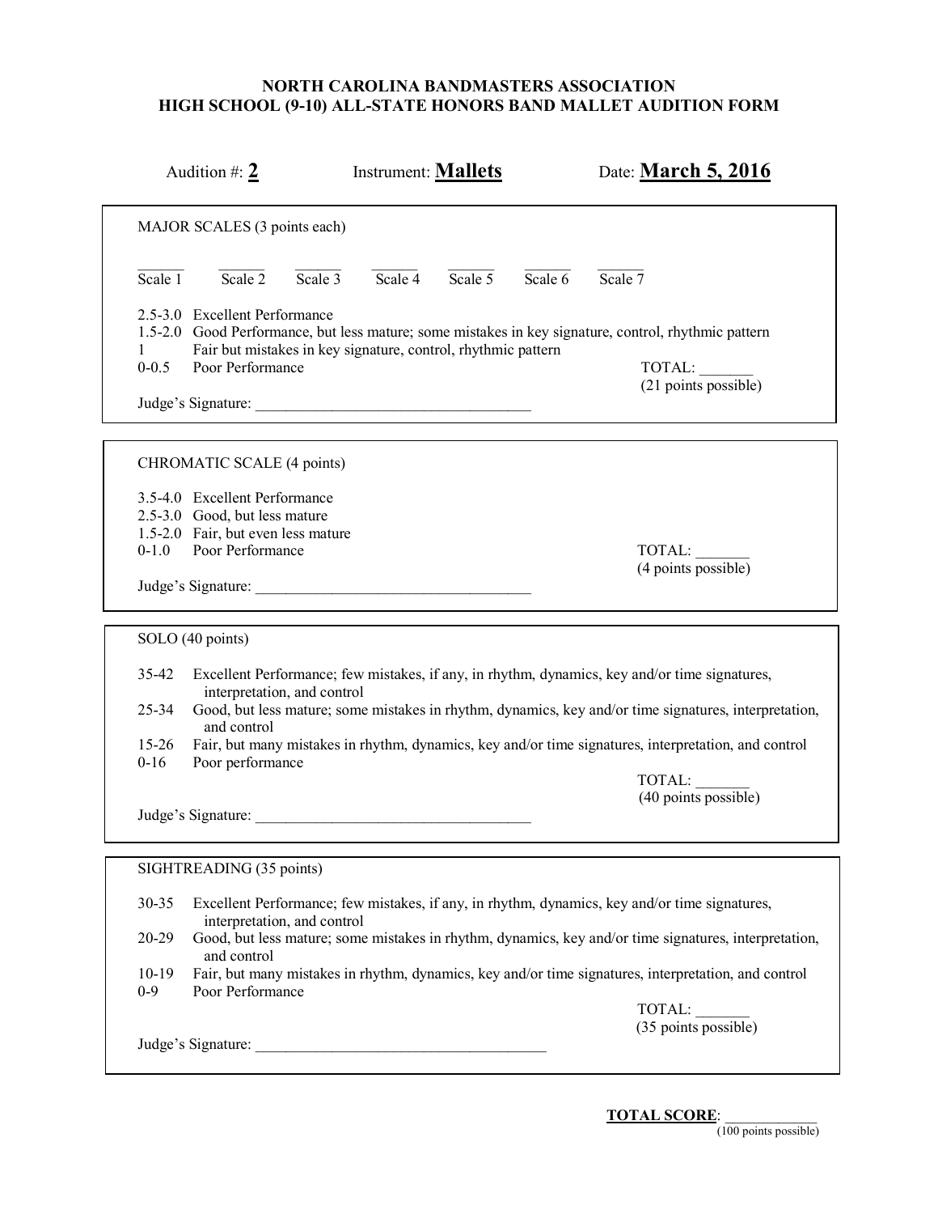**NORTH CAROLINA BANDMASTERS ASSOCIATION**
**HIGH SCHOOL (9-10) ALL-STATE HONORS BAND MALLET AUDITION FORM**

Audition #: **2** Instrument: **Mallets** Date: **March 5, 2016**

---

MAJOR SCALES (3 points each)

| ______ | ______ | ______ | ______ | ______ | ______ | ______ |
|---|---|---|---|---|---|---|
| Scale 1 | Scale 2 | Scale 3 | Scale 4 | Scale 5 | Scale 6 | Scale 7 |

2.5-3.0 Excellent Performance
1.5-2.0 Good Performance, but less mature; some mistakes in key signature, control, rhythmic pattern
1 Fair but mistakes in key signature, control, rhythmic pattern
0-0.5 Poor Performance

TOTAL: _______
(21 points possible)

Judge's Signature: ____________________________________

---

CHROMATIC SCALE (4 points)

3.5-4.0 Excellent Performance
2.5-3.0 Good, but less mature
1.5-2.0 Fair, but even less mature
0-1.0 Poor Performance

TOTAL: _______
(4 points possible)

Judge's Signature: ____________________________________

---

SOLO (40 points)

35-42 Excellent Performance; few mistakes, if any, in rhythm, dynamics, key and/or time signatures, interpretation, and control
25-34 Good, but less mature; some mistakes in rhythm, dynamics, key and/or time signatures, interpretation, and control
15-26 Fair, but many mistakes in rhythm, dynamics, key and/or time signatures, interpretation, and control
0-16 Poor performance

TOTAL: _______
(40 points possible)

Judge's Signature: ____________________________________

---

SIGHTREADING (35 points)

30-35 Excellent Performance; few mistakes, if any, in rhythm, dynamics, key and/or time signatures, interpretation, and control
20-29 Good, but less mature; some mistakes in rhythm, dynamics, key and/or time signatures, interpretation, and control
10-19 Fair, but many mistakes in rhythm, dynamics, key and/or time signatures, interpretation, and control
0-9 Poor Performance

TOTAL: _______
(35 points possible)

Judge's Signature: ______________________________________

---

**TOTAL SCORE**: ____________
(100 points possible)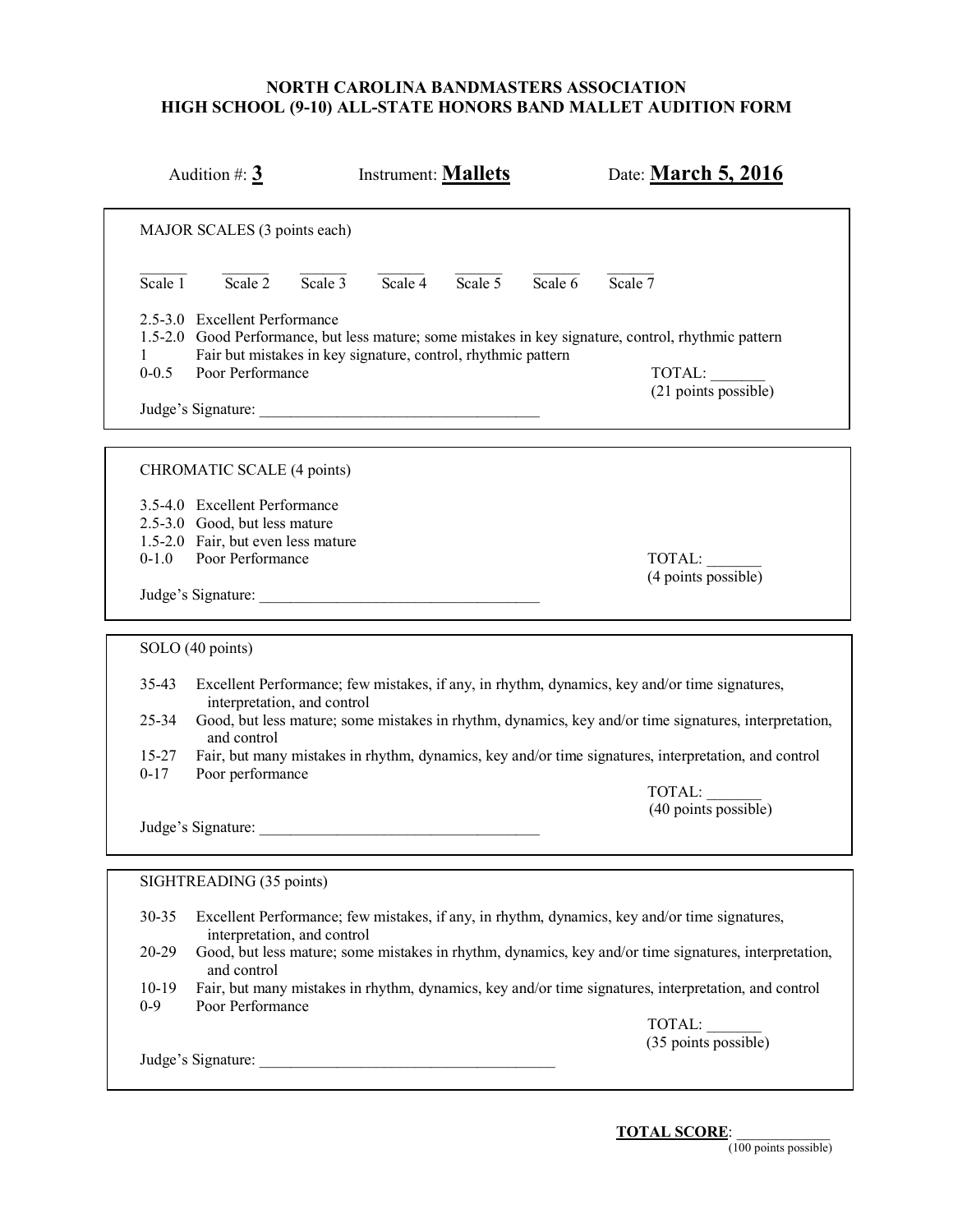**NORTH CAROLINA BANDMASTERS ASSOCIATION**
**HIGH SCHOOL (9-10) ALL-STATE HONORS BAND MALLET AUDITION FORM**

Audition #: **3** Instrument: **Mallets** Date: **March 5, 2016**

---

MAJOR SCALES (3 points each)

| ______ | ______ | ______ | ______ | ______ | ______ | ______ |
|---|---|---|---|---|---|---|
| Scale 1 | Scale 2 | Scale 3 | Scale 4 | Scale 5 | Scale 6 | Scale 7 |

2.5-3.0 Excellent Performance
1.5-2.0 Good Performance, but less mature; some mistakes in key signature, control, rhythmic pattern
1 Fair but mistakes in key signature, control, rhythmic pattern
0-0.5 Poor Performance

TOTAL: _______
(21 points possible)

Judge's Signature: ____________________________________

---

CHROMATIC SCALE (4 points)

3.5-4.0 Excellent Performance
2.5-3.0 Good, but less mature
1.5-2.0 Fair, but even less mature
0-1.0 Poor Performance

TOTAL: _______
(4 points possible)

Judge's Signature: ____________________________________

---

SOLO (40 points)

35-43 Excellent Performance; few mistakes, if any, in rhythm, dynamics, key and/or time signatures, interpretation, and control
25-34 Good, but less mature; some mistakes in rhythm, dynamics, key and/or time signatures, interpretation, and control
15-27 Fair, but many mistakes in rhythm, dynamics, key and/or time signatures, interpretation, and control
0-17 Poor performance

TOTAL: _______
(40 points possible)

Judge's Signature: ____________________________________

---

SIGHTREADING (35 points)

30-35 Excellent Performance; few mistakes, if any, in rhythm, dynamics, key and/or time signatures, interpretation, and control
20-29 Good, but less mature; some mistakes in rhythm, dynamics, key and/or time signatures, interpretation, and control
10-19 Fair, but many mistakes in rhythm, dynamics, key and/or time signatures, interpretation, and control
0-9 Poor Performance

TOTAL: _______
(35 points possible)

Judge's Signature: ______________________________________

---

**TOTAL SCORE**: ____________
(100 points possible)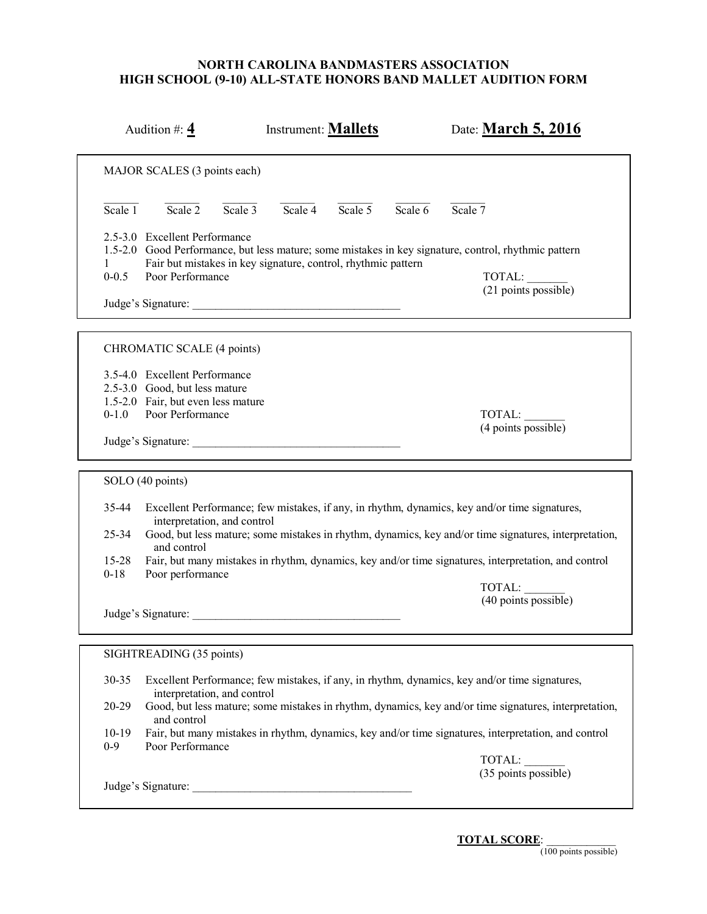**NORTH CAROLINA BANDMASTERS ASSOCIATION**
**HIGH SCHOOL (9-10) ALL-STATE HONORS BAND MALLET AUDITION FORM**

Audition #: **4** Instrument: **Mallets** Date: **March 5, 2016**

---

MAJOR SCALES (3 points each)

| ______ | ______ | ______ | ______ | ______ | ______ | ______ |
|---|---|---|---|---|---|---|
| Scale 1 | Scale 2 | Scale 3 | Scale 4 | Scale 5 | Scale 6 | Scale 7 |

2.5-3.0 Excellent Performance
1.5-2.0 Good Performance, but less mature; some mistakes in key signature, control, rhythmic pattern
1 Fair but mistakes in key signature, control, rhythmic pattern
0-0.5 Poor Performance

TOTAL: _______
(21 points possible)

Judge's Signature: ____________________________________

---

CHROMATIC SCALE (4 points)

3.5-4.0 Excellent Performance
2.5-3.0 Good, but less mature
1.5-2.0 Fair, but even less mature
0-1.0 Poor Performance

TOTAL: _______
(4 points possible)

Judge's Signature: ____________________________________

---

SOLO (40 points)

35-44 Excellent Performance; few mistakes, if any, in rhythm, dynamics, key and/or time signatures, interpretation, and control
25-34 Good, but less mature; some mistakes in rhythm, dynamics, key and/or time signatures, interpretation, and control
15-28 Fair, but many mistakes in rhythm, dynamics, key and/or time signatures, interpretation, and control
0-18 Poor performance

TOTAL: _______
(40 points possible)

Judge's Signature: ____________________________________

---

SIGHTREADING (35 points)

30-35 Excellent Performance; few mistakes, if any, in rhythm, dynamics, key and/or time signatures, interpretation, and control
20-29 Good, but less mature; some mistakes in rhythm, dynamics, key and/or time signatures, interpretation, and control
10-19 Fair, but many mistakes in rhythm, dynamics, key and/or time signatures, interpretation, and control
0-9 Poor Performance

TOTAL: _______
(35 points possible)

Judge's Signature: ______________________________________

---

**TOTAL SCORE**: ____________
(100 points possible)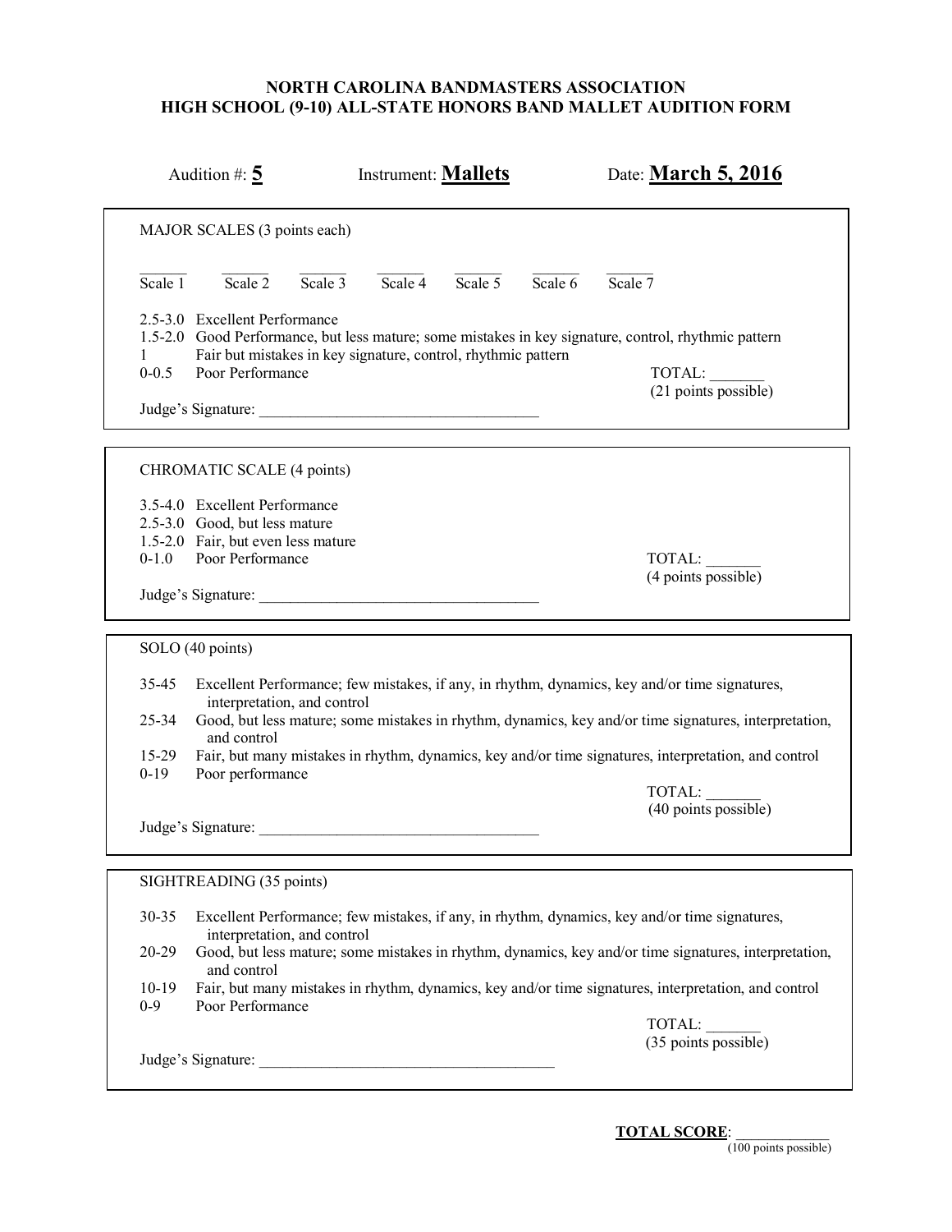# NORTH CAROLINA BANDMASTERS ASSOCIATION
## HIGH SCHOOL (9-10) ALL-STATE HONORS BAND MALLET AUDITION FORM

Audition #: **5**  Instrument: **Mallets**  Date: **March 5, 2016**

---

MAJOR SCALES (3 points each)

| _____ | _____ | _____ | _____ | _____ | _____ | _____ |
|---|---|---|---|---|---|---|
| Scale 1 | Scale 2 | Scale 3 | Scale 4 | Scale 5 | Scale 6 | Scale 7 |

2.5-3.0 Excellent Performance
1.5-2.0 Good Performance, but less mature; some mistakes in key signature, control, rhythmic pattern
1 Fair but mistakes in key signature, control, rhythmic pattern
0-0.5 Poor Performance

TOTAL: _______
(21 points possible)

Judge's Signature: ____________________________________

---

CHROMATIC SCALE (4 points)

3.5-4.0 Excellent Performance
2.5-3.0 Good, but less mature
1.5-2.0 Fair, but even less mature
0-1.0 Poor Performance

TOTAL: _______
(4 points possible)

Judge's Signature: ____________________________________

---

SOLO (40 points)

35-45 Excellent Performance; few mistakes, if any, in rhythm, dynamics, key and/or time signatures, interpretation, and control
25-34 Good, but less mature; some mistakes in rhythm, dynamics, key and/or time signatures, interpretation, and control
15-29 Fair, but many mistakes in rhythm, dynamics, key and/or time signatures, interpretation, and control
0-19 Poor performance

TOTAL: _______
(40 points possible)

Judge's Signature: ____________________________________

---

SIGHTREADING (35 points)

30-35 Excellent Performance; few mistakes, if any, in rhythm, dynamics, key and/or time signatures, interpretation, and control
20-29 Good, but less mature; some mistakes in rhythm, dynamics, key and/or time signatures, interpretation, and control
10-19 Fair, but many mistakes in rhythm, dynamics, key and/or time signatures, interpretation, and control
0-9 Poor Performance

TOTAL: _______
(35 points possible)

Judge's Signature: ______________________________________

---

**TOTAL SCORE**: ____________
(100 points possible)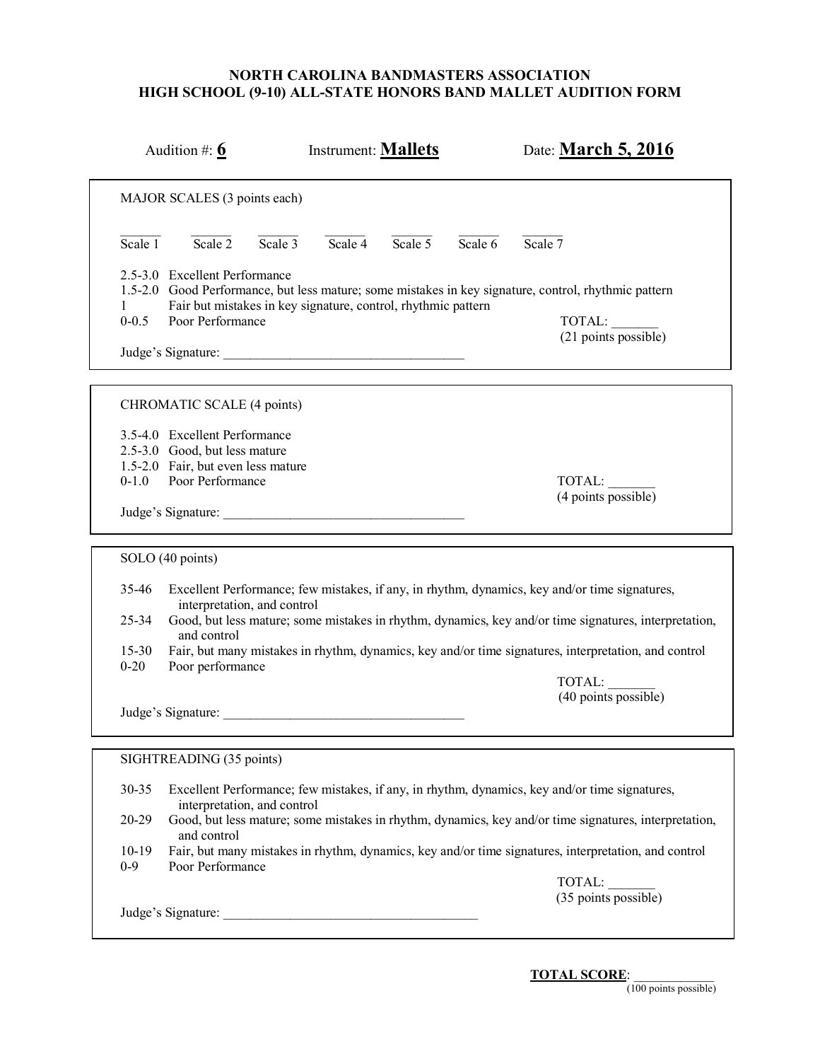# NORTH CAROLINA BANDMASTERS ASSOCIATION
# HIGH SCHOOL (9-10) ALL-STATE HONORS BAND MALLET AUDITION FORM

Audition #: **6** Instrument: **Mallets** Date: **March 5, 2016**

## MAJOR SCALES (3 points each)

| ______ | ______ | ______ | ______ | ______ | ______ | ______ |
|---|---|---|---|---|---|---|
| Scale 1 | Scale 2 | Scale 3 | Scale 4 | Scale 5 | Scale 6 | Scale 7 |

2.5-3.0 Excellent Performance
1.5-2.0 Good Performance, but less mature; some mistakes in key signature, control, rhythmic pattern
1 Fair but mistakes in key signature, control, rhythmic pattern
0-0.5 Poor Performance

TOTAL: _______
(21 points possible)

Judge's Signature: ____________________________________

## CHROMATIC SCALE (4 points)

3.5-4.0 Excellent Performance
2.5-3.0 Good, but less mature
1.5-2.0 Fair, but even less mature
0-1.0 Poor Performance

TOTAL: _______
(4 points possible)

Judge's Signature: ____________________________________

## SOLO (40 points)

35-46 Excellent Performance; few mistakes, if any, in rhythm, dynamics, key and/or time signatures, interpretation, and control
25-34 Good, but less mature; some mistakes in rhythm, dynamics, key and/or time signatures, interpretation, and control
15-30 Fair, but many mistakes in rhythm, dynamics, key and/or time signatures, interpretation, and control
0-20 Poor performance

TOTAL: _______
(40 points possible)

Judge's Signature: ____________________________________

## SIGHTREADING (35 points)

30-35 Excellent Performance; few mistakes, if any, in rhythm, dynamics, key and/or time signatures, interpretation, and control
20-29 Good, but less mature; some mistakes in rhythm, dynamics, key and/or time signatures, interpretation, and control
10-19 Fair, but many mistakes in rhythm, dynamics, key and/or time signatures, interpretation, and control
0-9 Poor Performance

TOTAL: _______
(35 points possible)

Judge's Signature: ______________________________________

**TOTAL SCORE**: ____________
(100 points possible)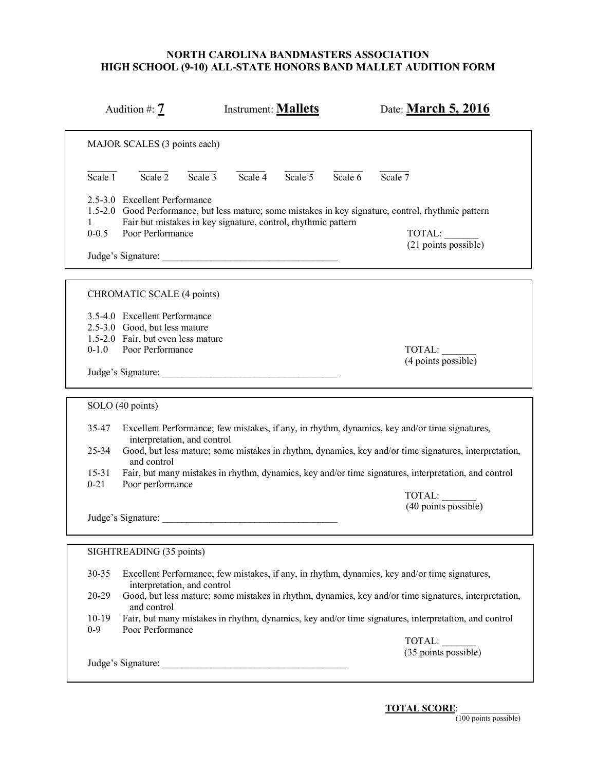**NORTH CAROLINA BANDMASTERS ASSOCIATION**
**HIGH SCHOOL (9-10) ALL-STATE HONORS BAND MALLET AUDITION FORM**

Audition #: **7** Instrument: **Mallets** Date: **March 5, 2016**

---

MAJOR SCALES (3 points each)

______ Scale 1 ______ Scale 2 ______ Scale 3 ______ Scale 4 ______ Scale 5 ______ Scale 6 ______ Scale 7

2.5-3.0 Excellent Performance
1.5-2.0 Good Performance, but less mature; some mistakes in key signature, control, rhythmic pattern
1 Fair but mistakes in key signature, control, rhythmic pattern
0-0.5 Poor Performance

TOTAL: _______
(21 points possible)

Judge's Signature: ____________________________________

---

CHROMATIC SCALE (4 points)

3.5-4.0 Excellent Performance
2.5-3.0 Good, but less mature
1.5-2.0 Fair, but even less mature
0-1.0 Poor Performance

TOTAL: _______
(4 points possible)

Judge's Signature: ____________________________________

---

SOLO (40 points)

35-47 Excellent Performance; few mistakes, if any, in rhythm, dynamics, key and/or time signatures, interpretation, and control
25-34 Good, but less mature; some mistakes in rhythm, dynamics, key and/or time signatures, interpretation, and control
15-31 Fair, but many mistakes in rhythm, dynamics, key and/or time signatures, interpretation, and control
0-21 Poor performance

TOTAL: _______
(40 points possible)

Judge's Signature: ____________________________________

---

SIGHTREADING (35 points)

30-35 Excellent Performance; few mistakes, if any, in rhythm, dynamics, key and/or time signatures, interpretation, and control
20-29 Good, but less mature; some mistakes in rhythm, dynamics, key and/or time signatures, interpretation, and control
10-19 Fair, but many mistakes in rhythm, dynamics, key and/or time signatures, interpretation, and control
0-9 Poor Performance

TOTAL: _______
(35 points possible)

Judge's Signature: ______________________________________

---

**TOTAL SCORE**: ____________
(100 points possible)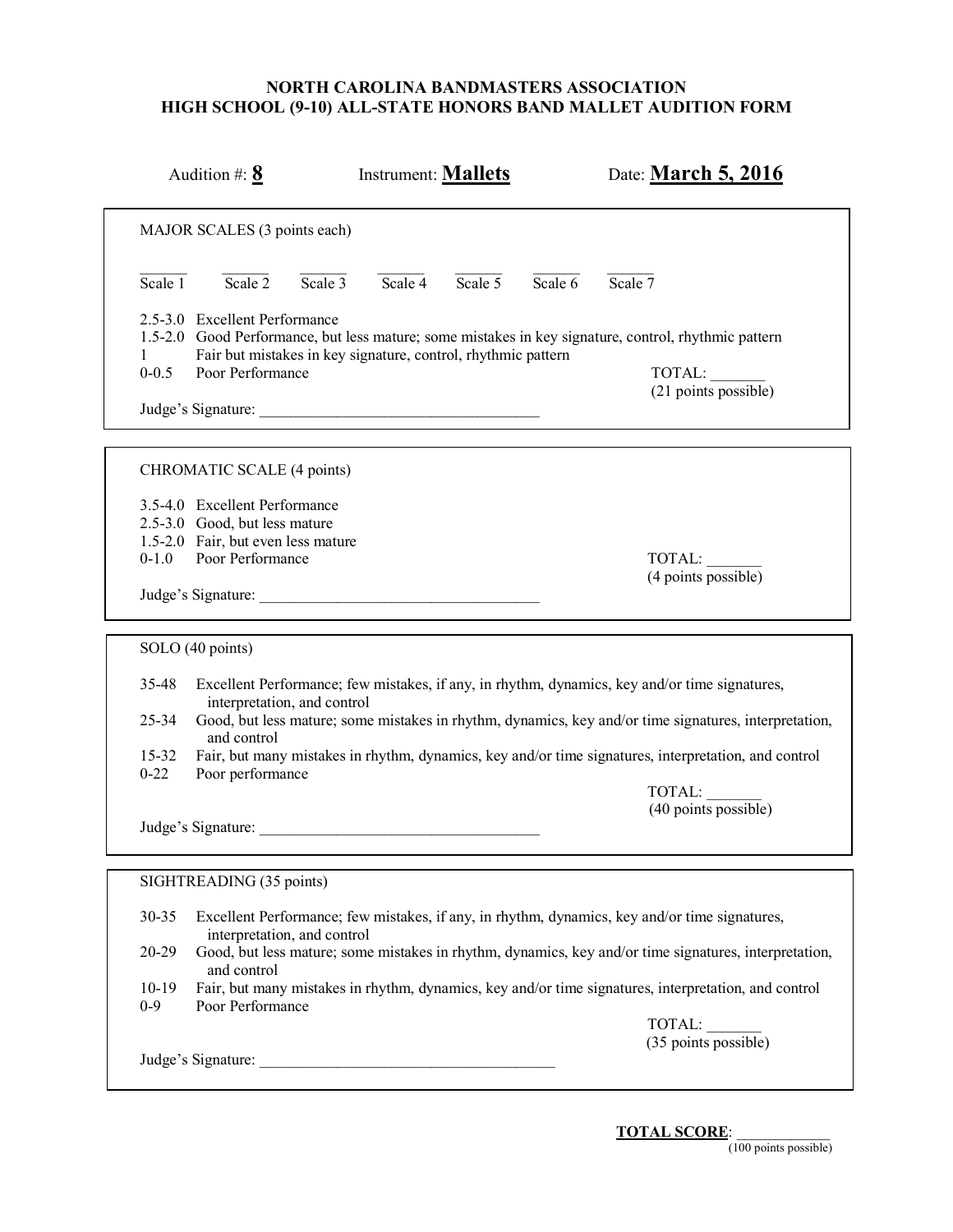**NORTH CAROLINA BANDMASTERS ASSOCIATION**
**HIGH SCHOOL (9-10) ALL-STATE HONORS BAND MALLET AUDITION FORM**

Audition #: **8** Instrument: **Mallets** Date: **March 5, 2016**

---

MAJOR SCALES (3 points each)

| ______ | ______ | ______ | ______ | ______ | ______ | ______ |
|---|---|---|---|---|---|---|
| Scale 1 | Scale 2 | Scale 3 | Scale 4 | Scale 5 | Scale 6 | Scale 7 |

2.5-3.0 Excellent Performance
1.5-2.0 Good Performance, but less mature; some mistakes in key signature, control, rhythmic pattern
1 Fair but mistakes in key signature, control, rhythmic pattern
0-0.5 Poor Performance

TOTAL: _______
(21 points possible)

Judge's Signature: ____________________________________

---

CHROMATIC SCALE (4 points)

3.5-4.0 Excellent Performance
2.5-3.0 Good, but less mature
1.5-2.0 Fair, but even less mature
0-1.0 Poor Performance

TOTAL: _______
(4 points possible)

Judge's Signature: ____________________________________

---

SOLO (40 points)

35-48 Excellent Performance; few mistakes, if any, in rhythm, dynamics, key and/or time signatures, interpretation, and control
25-34 Good, but less mature; some mistakes in rhythm, dynamics, key and/or time signatures, interpretation, and control
15-32 Fair, but many mistakes in rhythm, dynamics, key and/or time signatures, interpretation, and control
0-22 Poor performance

TOTAL: _______
(40 points possible)

Judge's Signature: ____________________________________

---

SIGHTREADING (35 points)

30-35 Excellent Performance; few mistakes, if any, in rhythm, dynamics, key and/or time signatures, interpretation, and control
20-29 Good, but less mature; some mistakes in rhythm, dynamics, key and/or time signatures, interpretation, and control
10-19 Fair, but many mistakes in rhythm, dynamics, key and/or time signatures, interpretation, and control
0-9 Poor Performance

TOTAL: _______
(35 points possible)

Judge's Signature: ______________________________________

---

**TOTAL SCORE**: ____________
(100 points possible)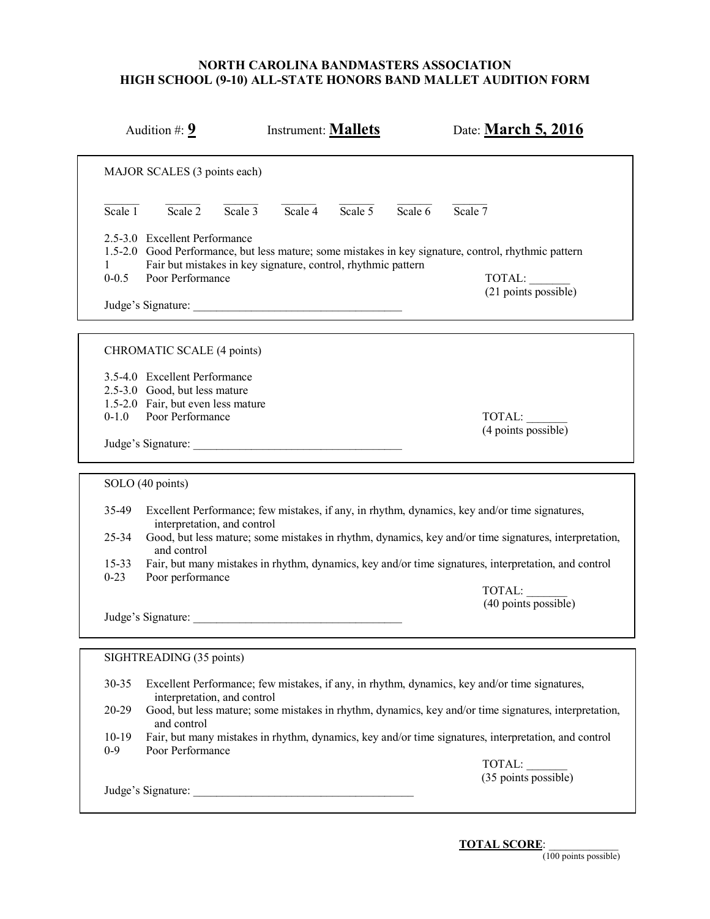**NORTH CAROLINA BANDMASTERS ASSOCIATION**
**HIGH SCHOOL (9-10) ALL-STATE HONORS BAND MALLET AUDITION FORM**

Audition #: **9** Instrument: **Mallets** Date: **March 5, 2016**

---

MAJOR SCALES (3 points each)

| ______ | ______ | ______ | ______ | ______ | ______ | ______ |
|---|---|---|---|---|---|---|
| Scale 1 | Scale 2 | Scale 3 | Scale 4 | Scale 5 | Scale 6 | Scale 7 |

2.5-3.0 Excellent Performance
1.5-2.0 Good Performance, but less mature; some mistakes in key signature, control, rhythmic pattern
1 Fair but mistakes in key signature, control, rhythmic pattern
0-0.5 Poor Performance

TOTAL: _______
(21 points possible)

Judge's Signature: ____________________________________

---

CHROMATIC SCALE (4 points)

3.5-4.0 Excellent Performance
2.5-3.0 Good, but less mature
1.5-2.0 Fair, but even less mature
0-1.0 Poor Performance

TOTAL: _______
(4 points possible)

Judge's Signature: ____________________________________

---

SOLO (40 points)

35-49 Excellent Performance; few mistakes, if any, in rhythm, dynamics, key and/or time signatures, interpretation, and control
25-34 Good, but less mature; some mistakes in rhythm, dynamics, key and/or time signatures, interpretation, and control
15-33 Fair, but many mistakes in rhythm, dynamics, key and/or time signatures, interpretation, and control
0-23 Poor performance

TOTAL: _______
(40 points possible)

Judge's Signature: ____________________________________

---

SIGHTREADING (35 points)

30-35 Excellent Performance; few mistakes, if any, in rhythm, dynamics, key and/or time signatures, interpretation, and control
20-29 Good, but less mature; some mistakes in rhythm, dynamics, key and/or time signatures, interpretation, and control
10-19 Fair, but many mistakes in rhythm, dynamics, key and/or time signatures, interpretation, and control
0-9 Poor Performance

TOTAL: _______
(35 points possible)

Judge's Signature: ______________________________________

---

**TOTAL SCORE**: ____________
(100 points possible)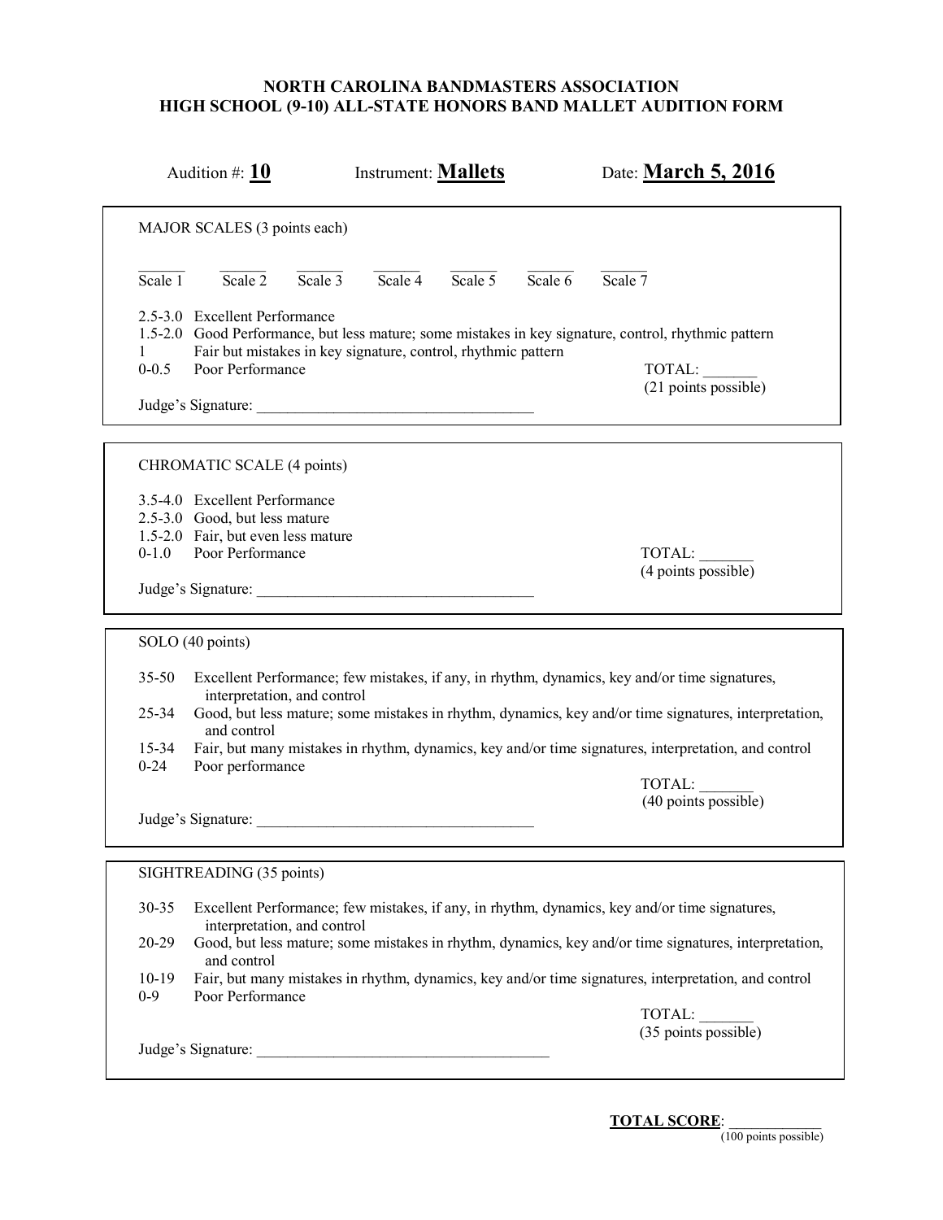**NORTH CAROLINA BANDMASTERS ASSOCIATION**
**HIGH SCHOOL (9-10) ALL-STATE HONORS BAND MALLET AUDITION FORM**

Audition #: **10** Instrument: **Mallets** Date: **March 5, 2016**

---

MAJOR SCALES (3 points each)

| ______ | ______ | ______ | ______ | ______ | ______ | ______ |
|---|---|---|---|---|---|---|
| Scale 1 | Scale 2 | Scale 3 | Scale 4 | Scale 5 | Scale 6 | Scale 7 |

2.5-3.0 Excellent Performance
1.5-2.0 Good Performance, but less mature; some mistakes in key signature, control, rhythmic pattern
1 Fair but mistakes in key signature, control, rhythmic pattern
0-0.5 Poor Performance

TOTAL: _______
(21 points possible)

Judge's Signature: ____________________________________

---

CHROMATIC SCALE (4 points)

3.5-4.0 Excellent Performance
2.5-3.0 Good, but less mature
1.5-2.0 Fair, but even less mature
0-1.0 Poor Performance

TOTAL: _______
(4 points possible)

Judge's Signature: ____________________________________

---

SOLO (40 points)

35-50 Excellent Performance; few mistakes, if any, in rhythm, dynamics, key and/or time signatures, interpretation, and control
25-34 Good, but less mature; some mistakes in rhythm, dynamics, key and/or time signatures, interpretation, and control
15-34 Fair, but many mistakes in rhythm, dynamics, key and/or time signatures, interpretation, and control
0-24 Poor performance

TOTAL: _______
(40 points possible)

Judge's Signature: ____________________________________

---

SIGHTREADING (35 points)

30-35 Excellent Performance; few mistakes, if any, in rhythm, dynamics, key and/or time signatures, interpretation, and control
20-29 Good, but less mature; some mistakes in rhythm, dynamics, key and/or time signatures, interpretation, and control
10-19 Fair, but many mistakes in rhythm, dynamics, key and/or time signatures, interpretation, and control
0-9 Poor Performance

TOTAL: _______
(35 points possible)

Judge's Signature: ______________________________________

---

**TOTAL SCORE**: ____________
(100 points possible)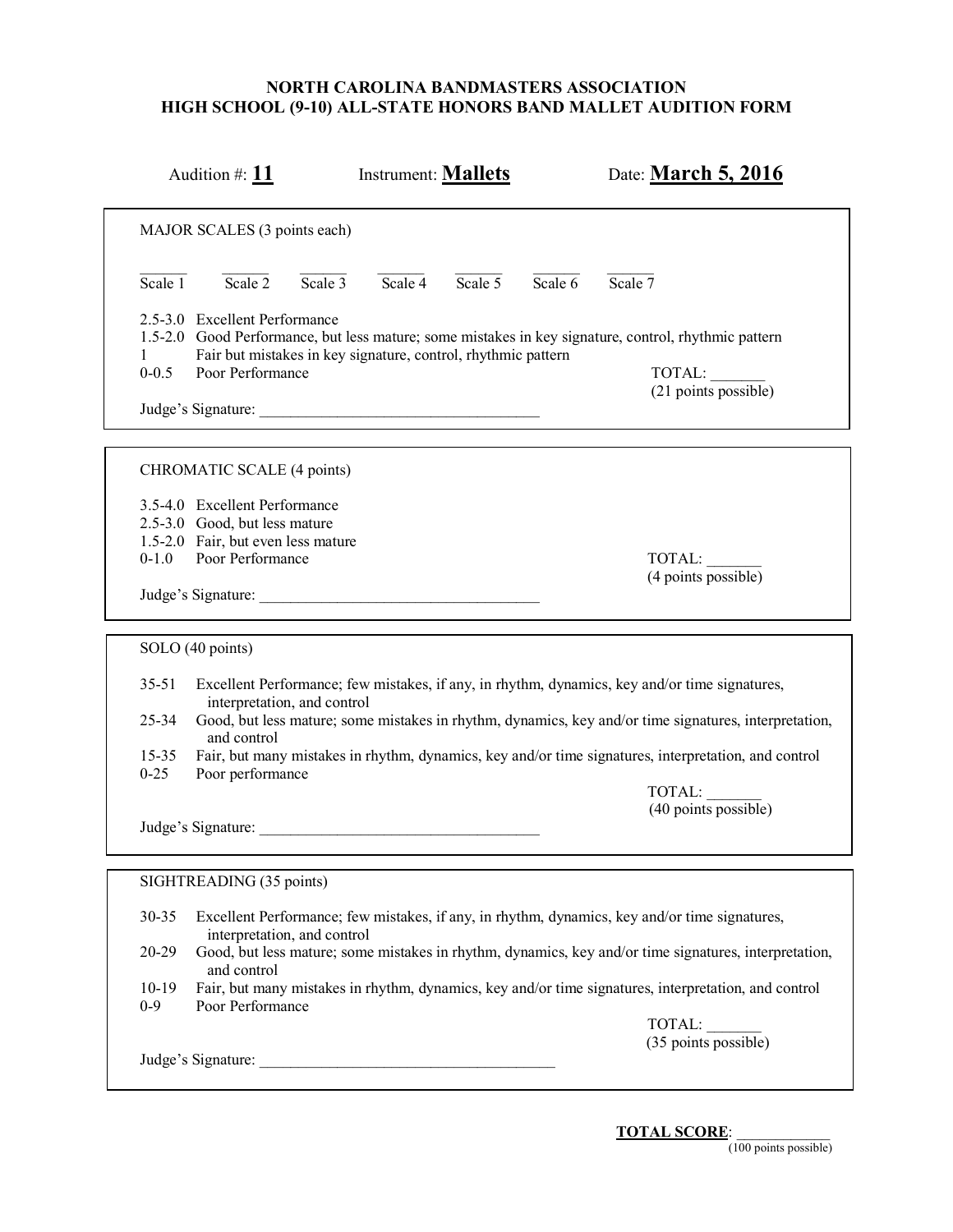**NORTH CAROLINA BANDMASTERS ASSOCIATION**
**HIGH SCHOOL (9-10) ALL-STATE HONORS BAND MALLET AUDITION FORM**

Audition #: **11** Instrument: **Mallets** Date: **March 5, 2016**

---

MAJOR SCALES (3 points each)

| ______ | ______ | ______ | ______ | ______ | ______ | ______ |
|---|---|---|---|---|---|---|
| Scale 1 | Scale 2 | Scale 3 | Scale 4 | Scale 5 | Scale 6 | Scale 7 |

2.5-3.0 Excellent Performance
1.5-2.0 Good Performance, but less mature; some mistakes in key signature, control, rhythmic pattern
1 Fair but mistakes in key signature, control, rhythmic pattern
0-0.5 Poor Performance

TOTAL: _______
(21 points possible)

Judge's Signature: ____________________________________

---

CHROMATIC SCALE (4 points)

3.5-4.0 Excellent Performance
2.5-3.0 Good, but less mature
1.5-2.0 Fair, but even less mature
0-1.0 Poor Performance

TOTAL: _______
(4 points possible)

Judge's Signature: ____________________________________

---

SOLO (40 points)

35-51 Excellent Performance; few mistakes, if any, in rhythm, dynamics, key and/or time signatures, interpretation, and control
25-34 Good, but less mature; some mistakes in rhythm, dynamics, key and/or time signatures, interpretation, and control
15-35 Fair, but many mistakes in rhythm, dynamics, key and/or time signatures, interpretation, and control
0-25 Poor performance

TOTAL: _______
(40 points possible)

Judge's Signature: ____________________________________

---

SIGHTREADING (35 points)

30-35 Excellent Performance; few mistakes, if any, in rhythm, dynamics, key and/or time signatures, interpretation, and control
20-29 Good, but less mature; some mistakes in rhythm, dynamics, key and/or time signatures, interpretation, and control
10-19 Fair, but many mistakes in rhythm, dynamics, key and/or time signatures, interpretation, and control
0-9 Poor Performance

TOTAL: _______
(35 points possible)

Judge's Signature: ______________________________________

---

**TOTAL SCORE**: ____________
(100 points possible)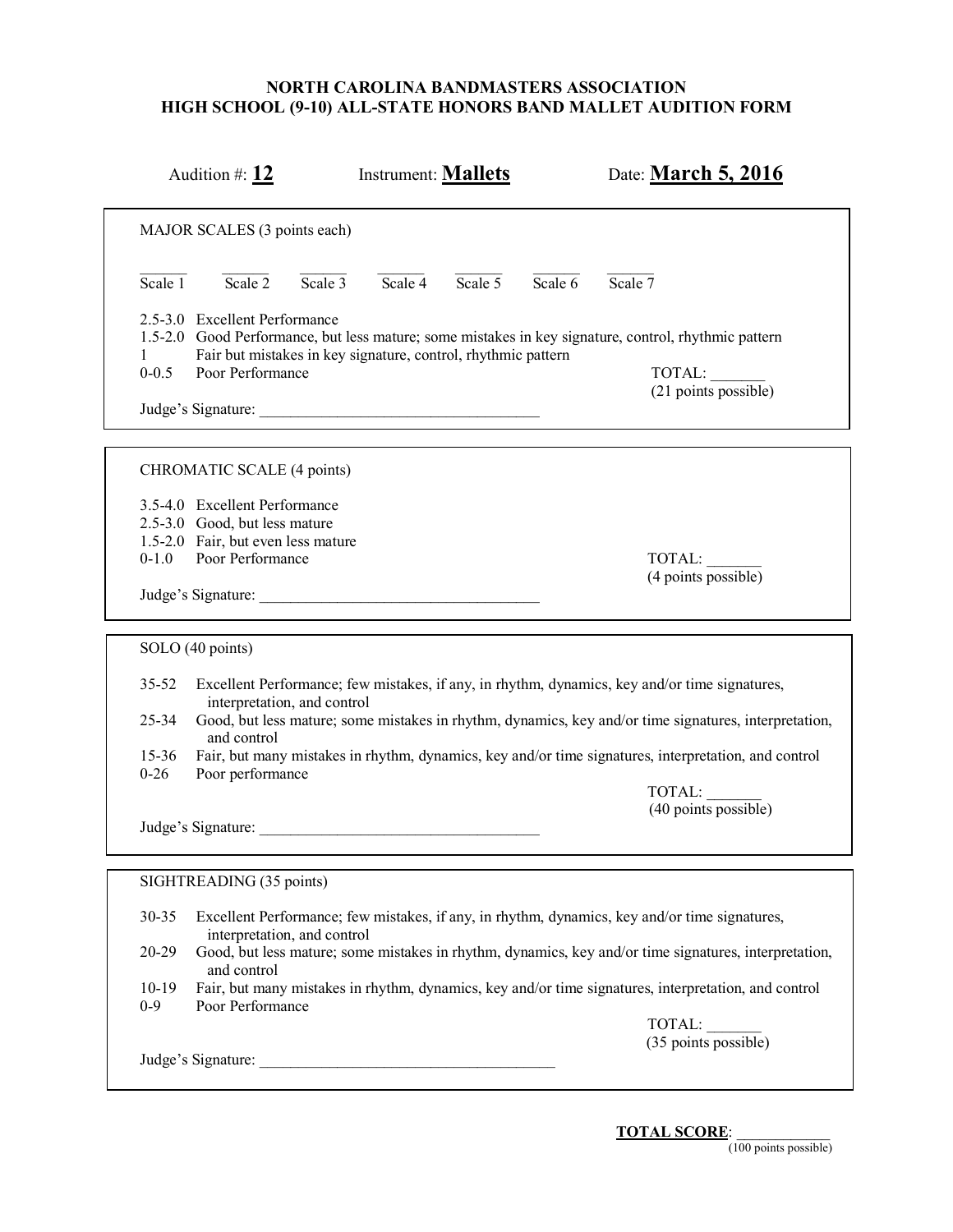# NORTH CAROLINA BANDMASTERS ASSOCIATION
# HIGH SCHOOL (9-10) ALL-STATE HONORS BAND MALLET AUDITION FORM

Audition #: **12** Instrument: **Mallets** Date: **March 5, 2016**

---

MAJOR SCALES (3 points each)

______ ______ ______ ______ ______ ______ ______
Scale 1 Scale 2 Scale 3 Scale 4 Scale 5 Scale 6 Scale 7

2.5-3.0 Excellent Performance
1.5-2.0 Good Performance, but less mature; some mistakes in key signature, control, rhythmic pattern
1 Fair but mistakes in key signature, control, rhythmic pattern
0-0.5 Poor Performance

TOTAL: _______
(21 points possible)

Judge's Signature: ____________________________________

---

CHROMATIC SCALE (4 points)

3.5-4.0 Excellent Performance
2.5-3.0 Good, but less mature
1.5-2.0 Fair, but even less mature
0-1.0 Poor Performance

TOTAL: _______
(4 points possible)

Judge's Signature: ____________________________________

---

SOLO (40 points)

35-52 Excellent Performance; few mistakes, if any, in rhythm, dynamics, key and/or time signatures, interpretation, and control
25-34 Good, but less mature; some mistakes in rhythm, dynamics, key and/or time signatures, interpretation, and control
15-36 Fair, but many mistakes in rhythm, dynamics, key and/or time signatures, interpretation, and control
0-26 Poor performance

TOTAL: _______
(40 points possible)

Judge's Signature: ____________________________________

---

SIGHTREADING (35 points)

30-35 Excellent Performance; few mistakes, if any, in rhythm, dynamics, key and/or time signatures, interpretation, and control
20-29 Good, but less mature; some mistakes in rhythm, dynamics, key and/or time signatures, interpretation, and control
10-19 Fair, but many mistakes in rhythm, dynamics, key and/or time signatures, interpretation, and control
0-9 Poor Performance

TOTAL: _______
(35 points possible)

Judge's Signature: ______________________________________

---

**TOTAL SCORE**: ____________
(100 points possible)